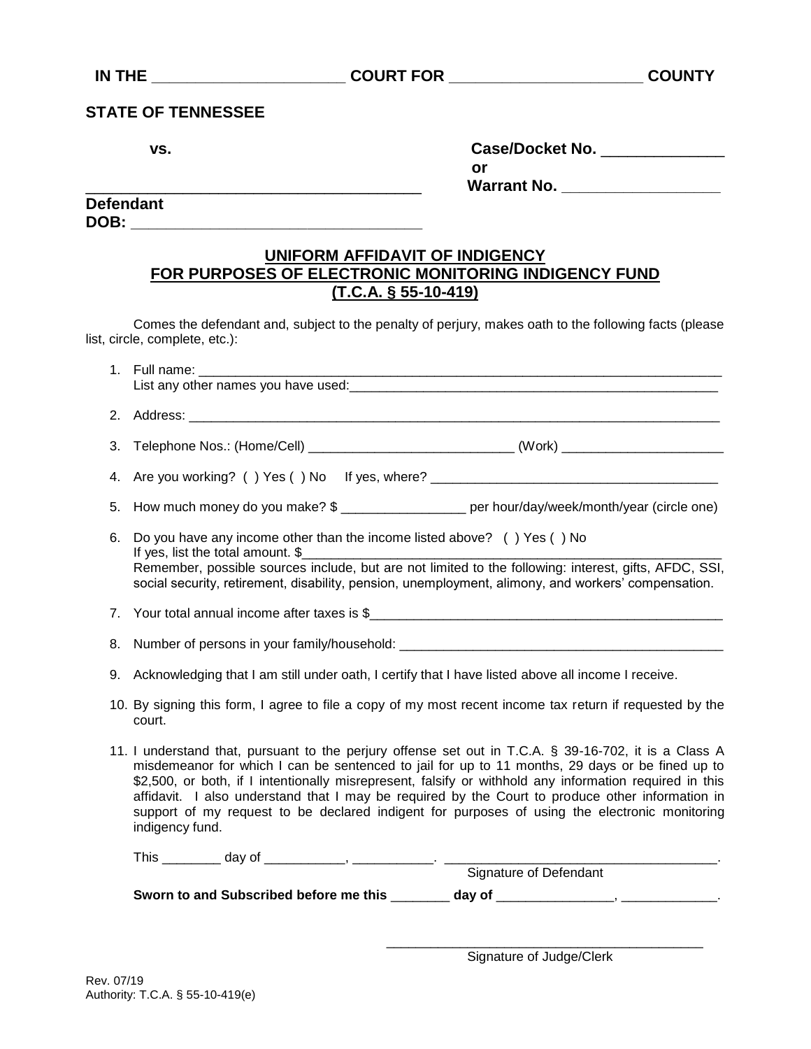**IN THE ______________________ COURT FOR ______________________ COUNTY**

**STATE OF TENNESSEE**

**vs.** **Case/Docket No. ______________**
**or**
**Warrant No. __________________**

_______________________________________
**Defendant**
**DOB: __________________________________**

## UNIFORM AFFIDAVIT OF INDIGENCY FOR PURPOSES OF ELECTRONIC MONITORING INDIGENCY FUND (T.C.A. § 55-10-419)

Comes the defendant and, subject to the penalty of perjury, makes oath to the following facts (please list, circle, complete, etc.):

1. Full name: ___________________________________________________________________
   List any other names you have used:_____________________________________________________
2. Address: ____________________________________________________________________
3. Telephone Nos.: (Home/Cell) ____________________________ (Work) ______________________
4. Are you working? ( ) Yes ( ) No If yes, where? ________________________________________
5. How much money do you make? $ _________________ per hour/day/week/month/year (circle one)
6. Do you have any income other than the income listed above? ( ) Yes ( ) No
   If yes, list the total amount. $__________________________________________________________
   Remember, possible sources include, but are not limited to the following: interest, gifts, AFDC, SSI, social security, retirement, disability, pension, unemployment, alimony, and workers' compensation.
7. Your total annual income after taxes is $_________________________________________________
8. Number of persons in your family/household: _____________________________________________
9. Acknowledging that I am still under oath, I certify that I have listed above all income I receive.
10. By signing this form, I agree to file a copy of my most recent income tax return if requested by the court.
11. I understand that, pursuant to the perjury offense set out in T.C.A. § 39-16-702, it is a Class A misdemeanor for which I can be sentenced to jail for up to 11 months, 29 days or be fined up to $2,500, or both, if I intentionally misrepresent, falsify or withhold any information required in this affidavit. I also understand that I may be required by the Court to produce other information in support of my request to be declared indigent for purposes of using the electronic monitoring indigency fund.

This ________ day of ___________, ___________. _____________________________________.
Signature of Defendant

**Sworn to and Subscribed before me this ________ day of ________________, _____________.**

___________________________________________
Signature of Judge/Clerk

Rev. 07/19
Authority: T.C.A. § 55-10-419(e)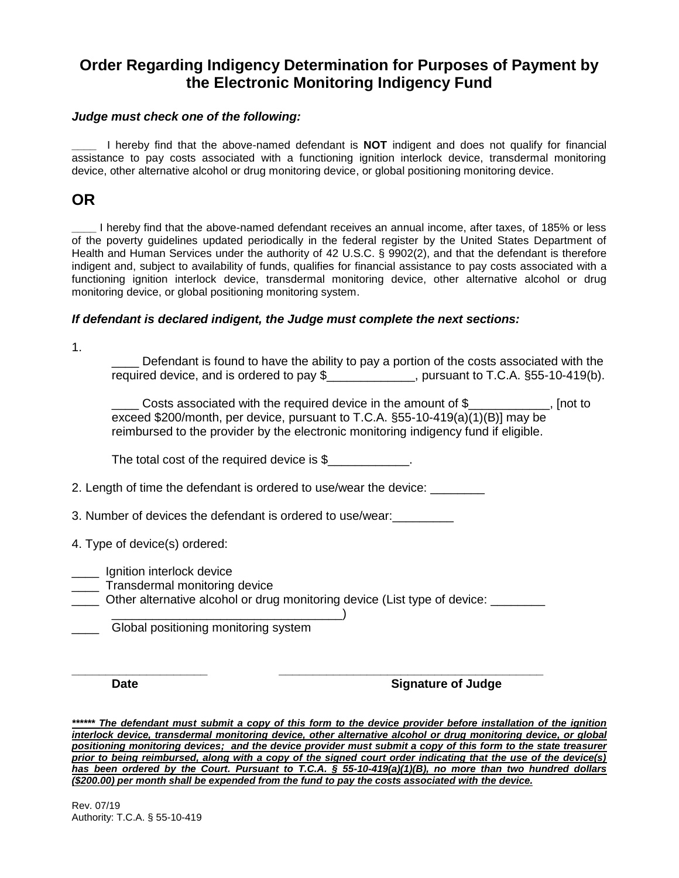## Order Regarding Indigency Determination for Purposes of Payment by the Electronic Monitoring Indigency Fund

***Judge must check one of the following:***

____ I hereby find that the above-named defendant is **NOT** indigent and does not qualify for financial assistance to pay costs associated with a functioning ignition interlock device, transdermal monitoring device, other alternative alcohol or drug monitoring device, or global positioning monitoring device.

## OR

____ I hereby find that the above-named defendant receives an annual income, after taxes, of 185% or less of the poverty guidelines updated periodically in the federal register by the United States Department of Health and Human Services under the authority of 42 U.S.C. § 9902(2), and that the defendant is therefore indigent and, subject to availability of funds, qualifies for financial assistance to pay costs associated with a functioning ignition interlock device, transdermal monitoring device, other alternative alcohol or drug monitoring device, or global positioning monitoring system.

***If defendant is declared indigent, the Judge must complete the next sections:***

1.

____ Defendant is found to have the ability to pay a portion of the costs associated with the required device, and is ordered to pay $_____________, pursuant to T.C.A. §55-10-419(b).

____ Costs associated with the required device in the amount of $____________, [not to exceed $200/month, per device, pursuant to T.C.A. §55-10-419(a)(1)(B)] may be reimbursed to the provider by the electronic monitoring indigency fund if eligible.

The total cost of the required device is $____________.

2. Length of time the defendant is ordered to use/wear the device: ________

3. Number of devices the defendant is ordered to use/wear:_________

4. Type of device(s) ordered:

____ Ignition interlock device
____ Transdermal monitoring device
____ Other alternative alcohol or drug monitoring device (List type of device: ________ __________________________________)
____ Global positioning monitoring system

____________________ ________________________________________
**Date** **Signature of Judge**

***<u>****** The defendant must submit a copy of this form to the device provider before installation of the ignition interlock device, transdermal monitoring device, other alternative alcohol or drug monitoring device, or global positioning monitoring devices; and the device provider must submit a copy of this form to the state treasurer prior to being reimbursed, along with a copy of the signed court order indicating that the use of the device(s) has been ordered by the Court. Pursuant to T.C.A. § 55-10-419(a)(1)(B), no more than two hundred dollars ($200.00) per month shall be expended from the fund to pay the costs associated with the device.</u>***

Rev. 07/19
Authority: T.C.A. § 55-10-419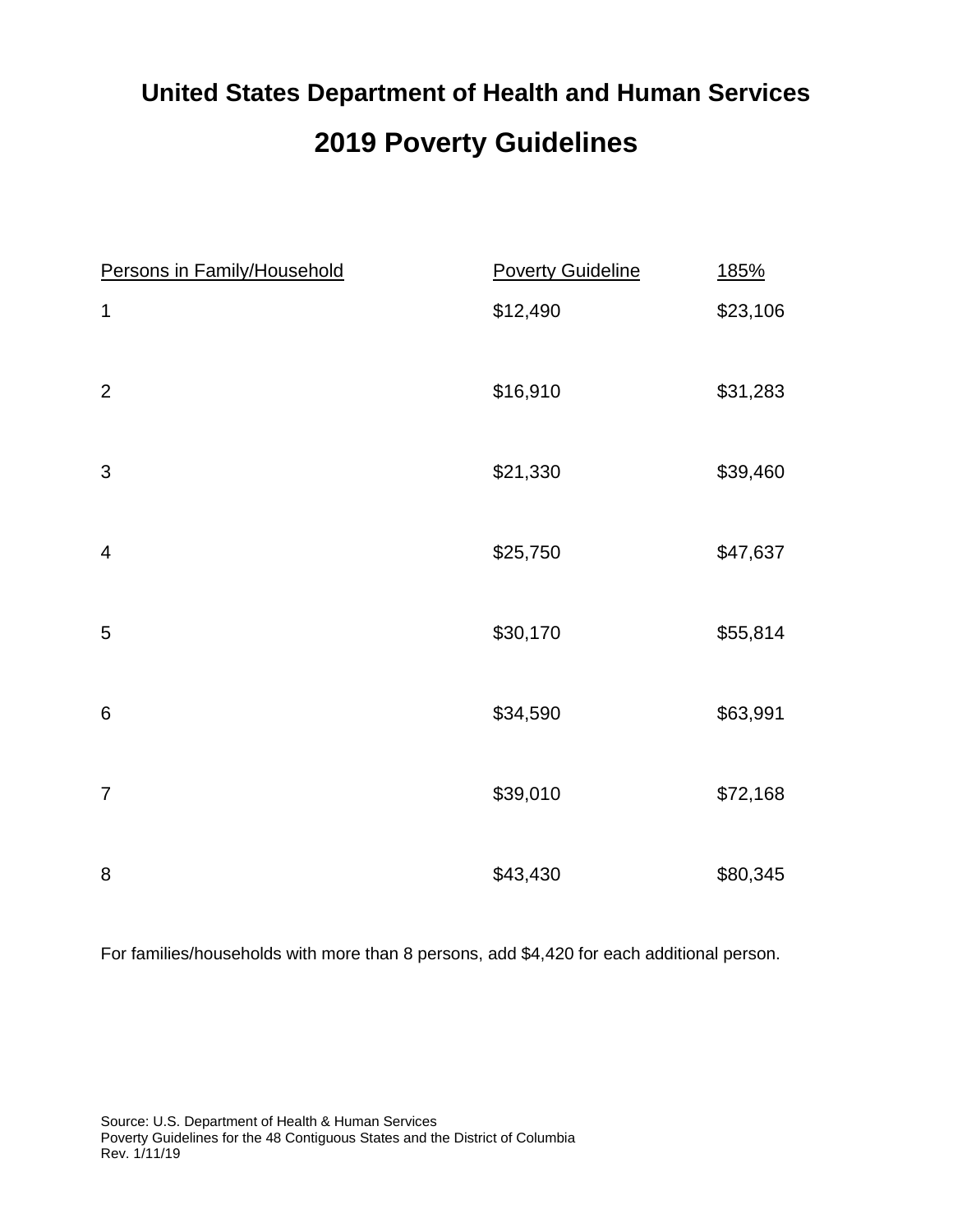# United States Department of Health and Human Services

## 2019 Poverty Guidelines

| Persons in Family/Household | Poverty Guideline | 185% |
| --- | --- | --- |
| 1 | $12,490 | $23,106 |
| 2 | $16,910 | $31,283 |
| 3 | $21,330 | $39,460 |
| 4 | $25,750 | $47,637 |
| 5 | $30,170 | $55,814 |
| 6 | $34,590 | $63,991 |
| 7 | $39,010 | $72,168 |
| 8 | $43,430 | $80,345 |

For families/households with more than 8 persons, add $4,420 for each additional person.

Source: U.S. Department of Health & Human Services
Poverty Guidelines for the 48 Contiguous States and the District of Columbia
Rev. 1/11/19